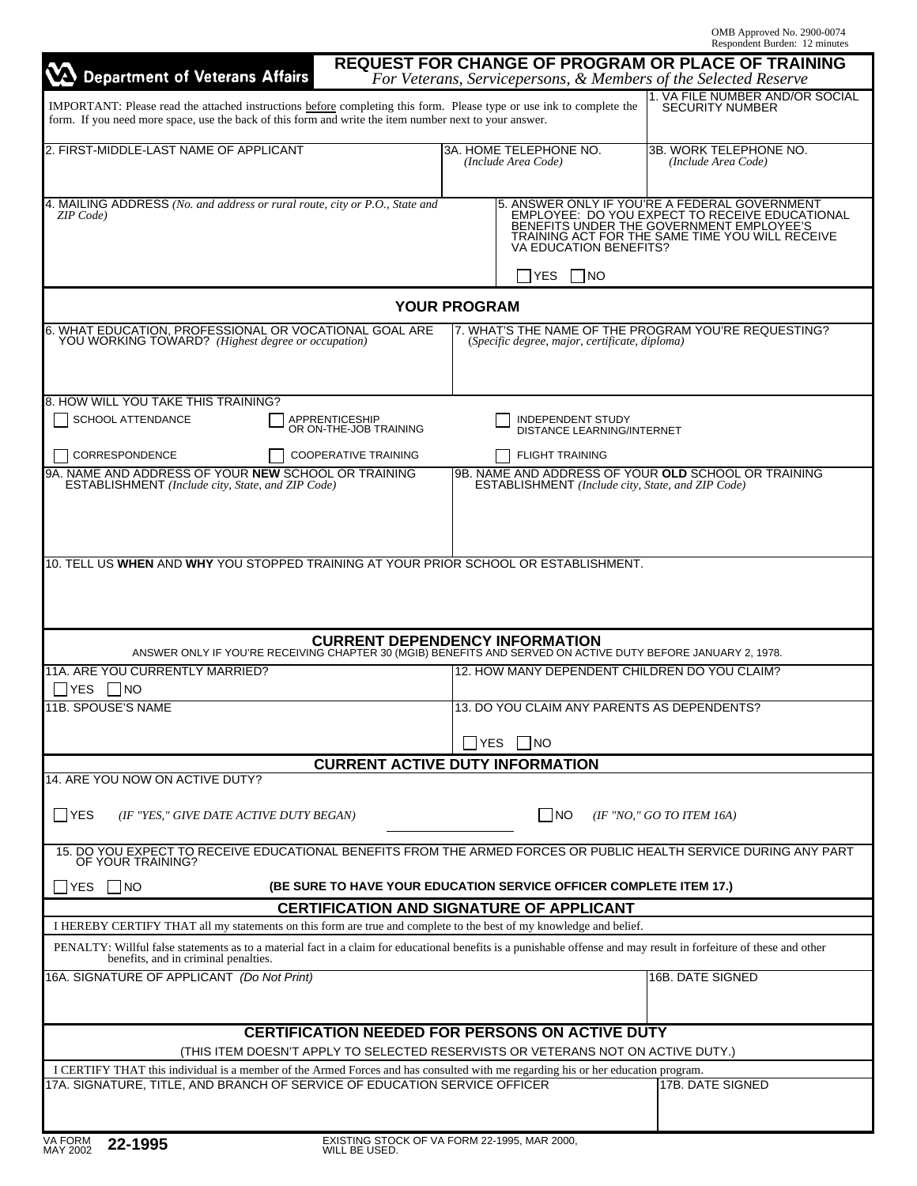OMB Approved No. 2900-0074
Respondent Burden: 12 minutes

**Department of Veterans Affairs**

# REQUEST FOR CHANGE OF PROGRAM OR PLACE OF TRAINING

*For Veterans, Servicepersons, & Members of the Selected Reserve*

IMPORTANT: Please read the attached instructions before completing this form. Please type or use ink to complete the form. If you need more space, use the back of this form and write the item number next to your answer.

1. VA FILE NUMBER AND/OR SOCIAL SECURITY NUMBER

2. FIRST-MIDDLE-LAST NAME OF APPLICANT

3A. HOME TELEPHONE NO. *(Include Area Code)*

3B. WORK TELEPHONE NO. *(Include Area Code)*

4. MAILING ADDRESS *(No. and address or rural route, city or P.O., State and ZIP Code)*

5. ANSWER ONLY IF YOU'RE A FEDERAL GOVERNMENT EMPLOYEE: DO YOU EXPECT TO RECEIVE EDUCATIONAL BENEFITS UNDER THE GOVERNMENT EMPLOYEE'S TRAINING ACT FOR THE SAME TIME YOU WILL RECEIVE VA EDUCATION BENEFITS?

☐ YES ☐ NO

## YOUR PROGRAM

6. WHAT EDUCATION, PROFESSIONAL OR VOCATIONAL GOAL ARE YOU WORKING TOWARD? *(Highest degree or occupation)*

7. WHAT'S THE NAME OF THE PROGRAM YOU'RE REQUESTING? *(Specific degree, major, certificate, diploma)*

8. HOW WILL YOU TAKE THIS TRAINING?

☐ SCHOOL ATTENDANCE ☐ APPRENTICESHIP OR ON-THE-JOB TRAINING ☐ INDEPENDENT STUDY DISTANCE LEARNING/INTERNET

☐ CORRESPONDENCE ☐ COOPERATIVE TRAINING ☐ FLIGHT TRAINING

9A. NAME AND ADDRESS OF YOUR **NEW** SCHOOL OR TRAINING ESTABLISHMENT *(Include city, State, and ZIP Code)*

9B. NAME AND ADDRESS OF YOUR **OLD** SCHOOL OR TRAINING ESTABLISHMENT *(Include city, State, and ZIP Code)*

10. TELL US **WHEN** AND **WHY** YOU STOPPED TRAINING AT YOUR PRIOR SCHOOL OR ESTABLISHMENT.

## CURRENT DEPENDENCY INFORMATION

ANSWER ONLY IF YOU'RE RECEIVING CHAPTER 30 (MGIB) BENEFITS AND SERVED ON ACTIVE DUTY BEFORE JANUARY 2, 1978.

11A. ARE YOU CURRENTLY MARRIED?

☐ YES ☐ NO

11B. SPOUSE'S NAME

12. HOW MANY DEPENDENT CHILDREN DO YOU CLAIM?

13. DO YOU CLAIM ANY PARENTS AS DEPENDENTS?

☐ YES ☐ NO

## CURRENT ACTIVE DUTY INFORMATION

14. ARE YOU NOW ON ACTIVE DUTY?

☐ YES *(IF "YES," GIVE DATE ACTIVE DUTY BEGAN)* ____________ ☐ NO *(IF "NO," GO TO ITEM 16A)*

15. DO YOU EXPECT TO RECEIVE EDUCATIONAL BENEFITS FROM THE ARMED FORCES OR PUBLIC HEALTH SERVICE DURING ANY PART OF YOUR TRAINING?

☐ YES ☐ NO **(BE SURE TO HAVE YOUR EDUCATION SERVICE OFFICER COMPLETE ITEM 17.)**

## CERTIFICATION AND SIGNATURE OF APPLICANT

I HEREBY CERTIFY THAT all my statements on this form are true and complete to the best of my knowledge and belief.

PENALTY: Willful false statements as to a material fact in a claim for educational benefits is a punishable offense and may result in forfeiture of these and other benefits, and in criminal penalties.

16A. SIGNATURE OF APPLICANT *(Do Not Print)*

16B. DATE SIGNED

## CERTIFICATION NEEDED FOR PERSONS ON ACTIVE DUTY

(THIS ITEM DOESN'T APPLY TO SELECTED RESERVISTS OR VETERANS NOT ON ACTIVE DUTY.)

I CERTIFY THAT this individual is a member of the Armed Forces and has consulted with me regarding his or her education program.

17A. SIGNATURE, TITLE, AND BRANCH OF SERVICE OF EDUCATION SERVICE OFFICER

17B. DATE SIGNED

VA FORM MAY 2002 **22-1995** EXISTING STOCK OF VA FORM 22-1995, MAR 2000, WILL BE USED.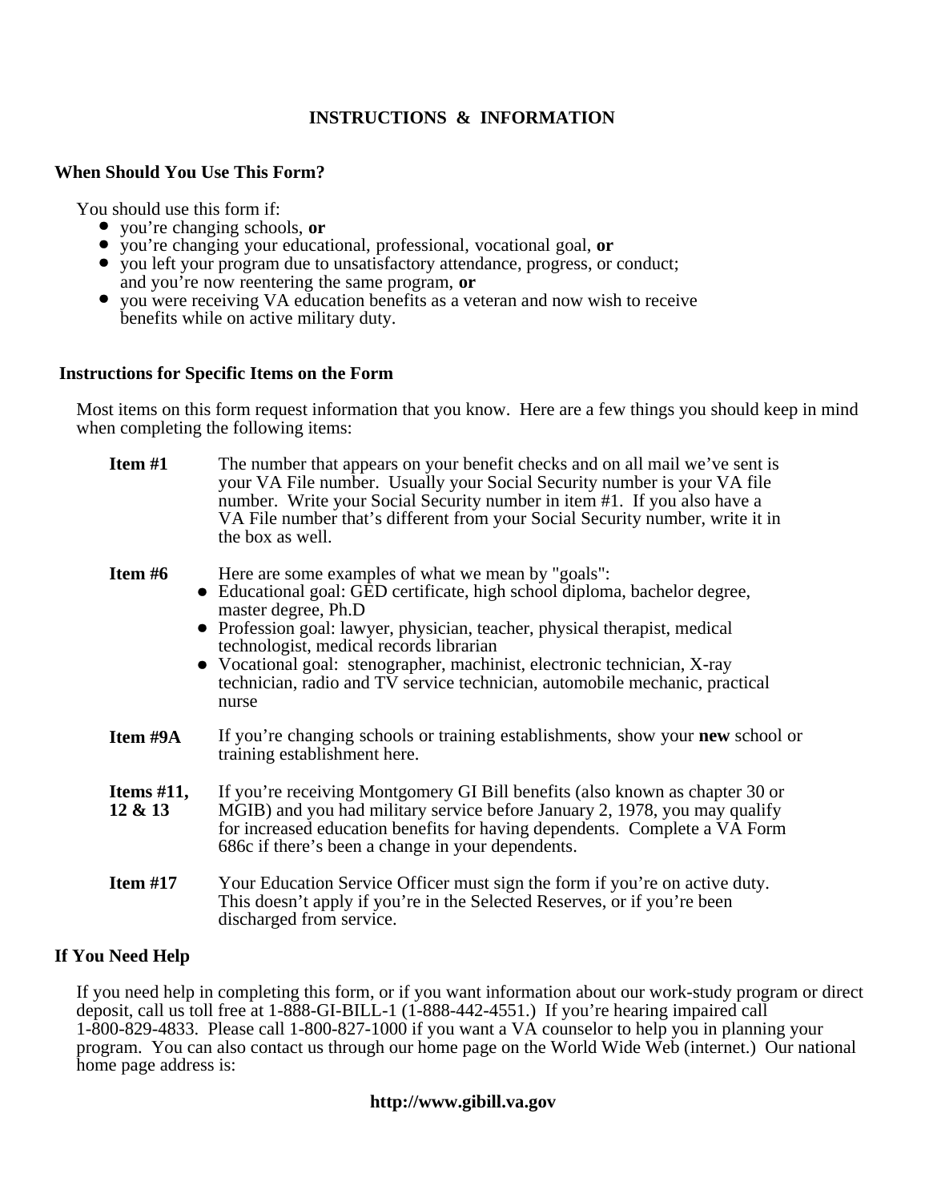# INSTRUCTIONS & INFORMATION

## When Should You Use This Form?

You should use this form if:

- you're changing schools, **or**
- you're changing your educational, professional, vocational goal, **or**
- you left your program due to unsatisfactory attendance, progress, or conduct; and you're now reentering the same program, **or**
- you were receiving VA education benefits as a veteran and now wish to receive benefits while on active military duty.

## Instructions for Specific Items on the Form

Most items on this form request information that you know. Here are a few things you should keep in mind when completing the following items:

**Item #1** The number that appears on your benefit checks and on all mail we've sent is your VA File number. Usually your Social Security number is your VA file number. Write your Social Security number in item #1. If you also have a VA File number that's different from your Social Security number, write it in the box as well.

**Item #6** Here are some examples of what we mean by "goals":

- Educational goal: GED certificate, high school diploma, bachelor degree, master degree, Ph.D
- Profession goal: lawyer, physician, teacher, physical therapist, medical technologist, medical records librarian
- Vocational goal: stenographer, machinist, electronic technician, X-ray technician, radio and TV service technician, automobile mechanic, practical nurse

**Item #9A** If you're changing schools or training establishments, show your **new** school or training establishment here.

**Items #11, 12 & 13** If you're receiving Montgomery GI Bill benefits (also known as chapter 30 or MGIB) and you had military service before January 2, 1978, you may qualify for increased education benefits for having dependents. Complete a VA Form 686c if there's been a change in your dependents.

**Item #17** Your Education Service Officer must sign the form if you're on active duty. This doesn't apply if you're in the Selected Reserves, or if you're been discharged from service.

## If You Need Help

If you need help in completing this form, or if you want information about our work-study program or direct deposit, call us toll free at 1-888-GI-BILL-1 (1-888-442-4551.) If you're hearing impaired call 1-800-829-4833. Please call 1-800-827-1000 if you want a VA counselor to help you in planning your program. You can also contact us through our home page on the World Wide Web (internet.) Our national home page address is:

**http://www.gibill.va.gov**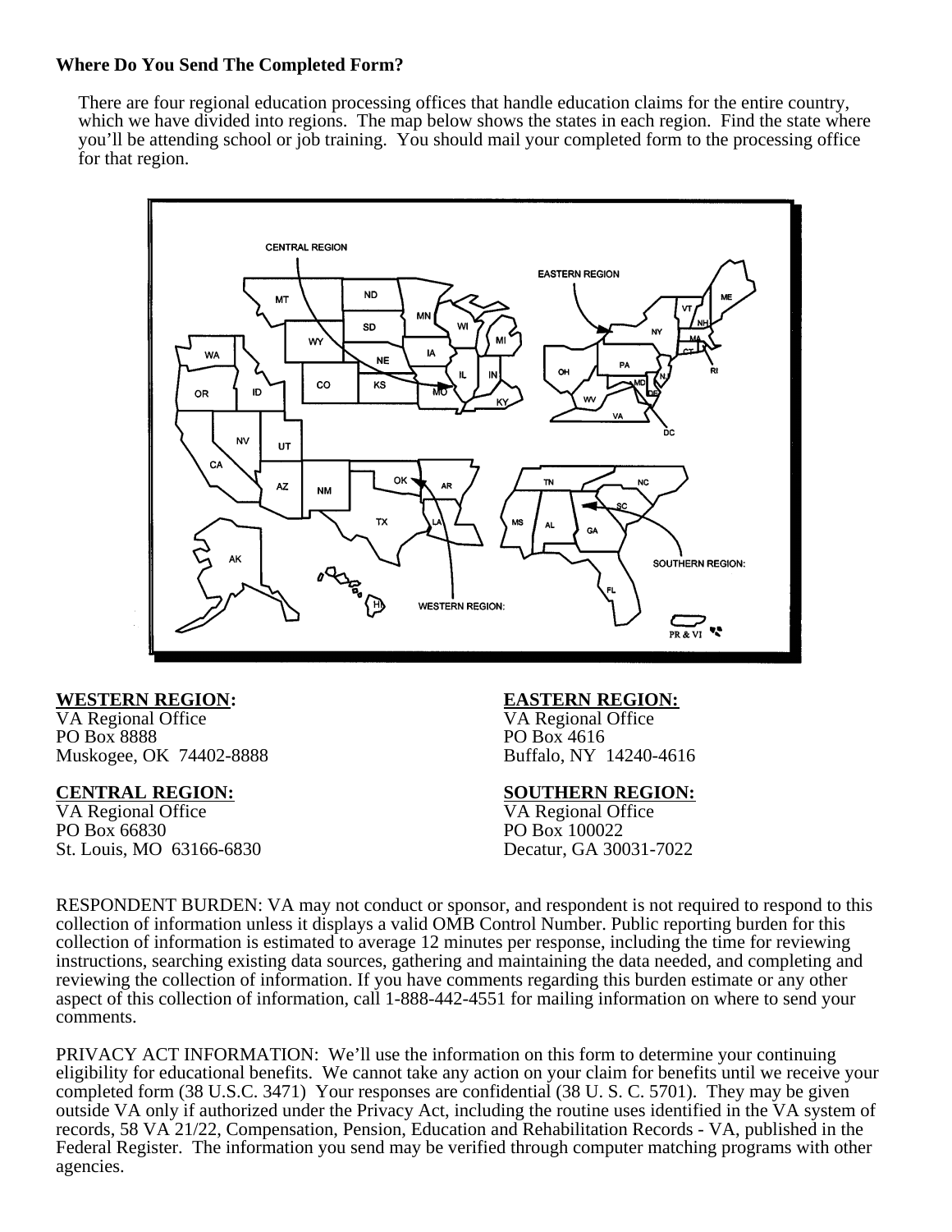**Where Do You Send The Completed Form?**

There are four regional education processing offices that handle education claims for the entire country, which we have divided into regions. The map below shows the states in each region. Find the state where you'll be attending school or job training. You should mail your completed form to the processing office for that region.

CENTRAL REGION
EASTERN REGION
MT ND MN WI MI SD WY IA NE IL IN CO KS MO KY
WA OR ID NV UT CA AZ NM OK AR TX LA AK HI
WESTERN REGION:
OH PA NY VT NH ME MA CT RI NJ MD DE WV VA DC
TN NC SC MS AL GA FL
SOUTHERN REGION:
PR & VI

**WESTERN REGION:**
VA Regional Office
PO Box 8888
Muskogee, OK 74402-8888

**EASTERN REGION:**
VA Regional Office
PO Box 4616
Buffalo, NY 14240-4616

**CENTRAL REGION:**
VA Regional Office
PO Box 66830
St. Louis, MO 63166-6830

**SOUTHERN REGION:**
VA Regional Office
PO Box 100022
Decatur, GA 30031-7022

RESPONDENT BURDEN: VA may not conduct or sponsor, and respondent is not required to respond to this collection of information unless it displays a valid OMB Control Number. Public reporting burden for this collection of information is estimated to average 12 minutes per response, including the time for reviewing instructions, searching existing data sources, gathering and maintaining the data needed, and completing and reviewing the collection of information. If you have comments regarding this burden estimate or any other aspect of this collection of information, call 1-888-442-4551 for mailing information on where to send your comments.

PRIVACY ACT INFORMATION: We'll use the information on this form to determine your continuing eligibility for educational benefits. We cannot take any action on your claim for benefits until we receive your completed form (38 U.S.C. 3471) Your responses are confidential (38 U. S. C. 5701). They may be given outside VA only if authorized under the Privacy Act, including the routine uses identified in the VA system of records, 58 VA 21/22, Compensation, Pension, Education and Rehabilitation Records - VA, published in the Federal Register. The information you send may be verified through computer matching programs with other agencies.